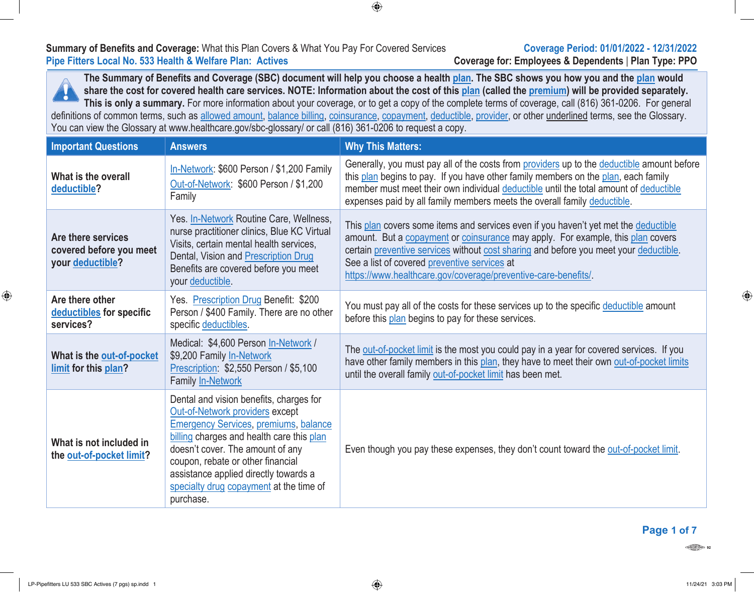**Summary of Benefits and Coverage:** What this Plan Covers & What You Pay For Covered Services

**Pipe Fitters Local No. 533 Health & Welfare Plan: Actives**

**Coverage Period: 01/01/2022 - 12/31/2022**

**Coverage for: Employees & Dependents | Plan Type: PPO**

**The Summary of Benefits and Coverage (SBC) document will help you choose a health plan. The SBC shows you how you and the plan would share the cost for covered health care services. NOTE: Information about the cost of this plan (called the premium) will be provided separately. This is only a summary.** For more information about your coverage, or to get a copy of the complete terms of coverage, call (816) 361-0206. For general definitions of common terms, such as allowed amount, balance billing, coinsurance, copayment, deductible, provider, or other underlined terms, see the Glossary. You can view the Glossary at www.healthcare.gov/sbc-glossary/ or call (816) 361-0206 to request a copy.

| Important Questions | Answers | Why This Matters: |
|---|---|---|
| **What is the overall deductible?** | In-Network: $600 Person / $1,200 Family<br>Out-of-Network: $600 Person / $1,200 Family | Generally, you must pay all of the costs from providers up to the deductible amount before this plan begins to pay. If you have other family members on the plan, each family member must meet their own individual deductible until the total amount of deductible expenses paid by all family members meets the overall family deductible. |
| **Are there services covered before you meet your deductible?** | Yes. In-Network Routine Care, Wellness, nurse practitioner clinics, Blue KC Virtual Visits, certain mental health services, Dental, Vision and Prescription Drug Benefits are covered before you meet your deductible. | This plan covers some items and services even if you haven't yet met the deductible amount. But a copayment or coinsurance may apply. For example, this plan covers certain preventive services without cost sharing and before you meet your deductible. See a list of covered preventive services at https://www.healthcare.gov/coverage/preventive-care-benefits/. |
| **Are there other deductibles for specific services?** | Yes. Prescription Drug Benefit: $200 Person / $400 Family. There are no other specific deductibles. | You must pay all of the costs for these services up to the specific deductible amount before this plan begins to pay for these services. |
| **What is the out-of-pocket limit for this plan?** | Medical: $4,600 Person In-Network / $9,200 Family In-Network<br>Prescription: $2,550 Person / $5,100 Family In-Network | The out-of-pocket limit is the most you could pay in a year for covered services. If you have other family members in this plan, they have to meet their own out-of-pocket limits until the overall family out-of-pocket limit has been met. |
| **What is not included in the out-of-pocket limit?** | Dental and vision benefits, charges for Out-of-Network providers except Emergency Services, premiums, balance billing charges and health care this plan doesn't cover. The amount of any coupon, rebate or other financial assistance applied directly towards a specialty drug copayment at the time of purchase. | Even though you pay these expenses, they don't count toward the out-of-pocket limit. |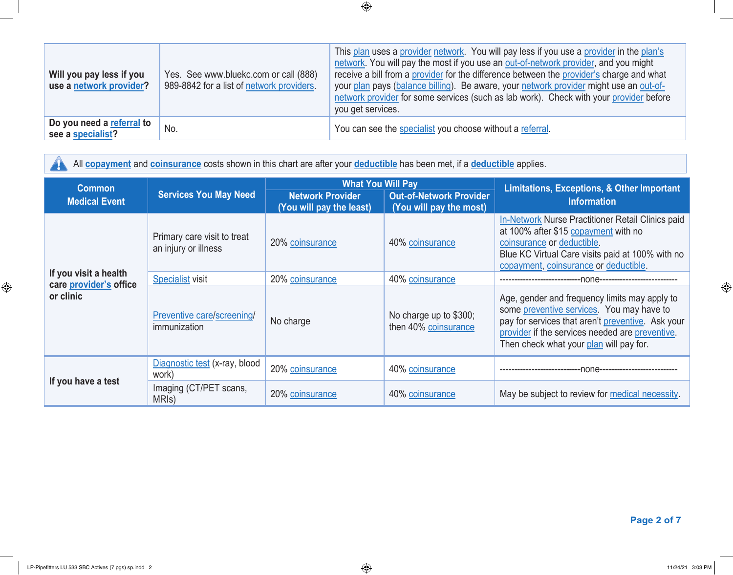| Will you pay less if you use a network provider? | Yes. See www.bluekc.com or call (888) 989-8842 for a list of network providers. | This plan uses a provider network. You will pay less if you use a provider in the plan's network. You will pay the most if you use an out-of-network provider, and you might receive a bill from a provider for the difference between the provider's charge and what your plan pays (balance billing). Be aware, your network provider might use an out-of-network provider for some services (such as lab work). Check with your provider before you get services. |
|---|---|---|
| Do you need a referral to see a specialist? | No. | You can see the specialist you choose without a referral. |

All **copayment** and **coinsurance** costs shown in this chart are after your **deductible** has been met, if a **deductible** applies.

| Common Medical Event | Services You May Need | What You Will Pay | | Limitations, Exceptions, & Other Important Information |
|---|---|---|---|---|
| | | Network Provider (You will pay the least) | Out-of-Network Provider (You will pay the most) | |
| If you visit a health care provider's office or clinic | Primary care visit to treat an injury or illness | 20% coinsurance | 40% coinsurance | In-Network Nurse Practitioner Retail Clinics paid at 100% after $15 copayment with no coinsurance or deductible. Blue KC Virtual Care visits paid at 100% with no copayment, coinsurance or deductible. |
| | Specialist visit | 20% coinsurance | 40% coinsurance | ----------------------------none--------------------------- |
| | Preventive care/screening/ immunization | No charge | No charge up to $300; then 40% coinsurance | Age, gender and frequency limits may apply to some preventive services. You may have to pay for services that aren't preventive. Ask your provider if the services needed are preventive. Then check what your plan will pay for. |
| If you have a test | Diagnostic test (x-ray, blood work) | 20% coinsurance | 40% coinsurance | ----------------------------none--------------------------- |
| | Imaging (CT/PET scans, MRIs) | 20% coinsurance | 40% coinsurance | May be subject to review for medical necessity. |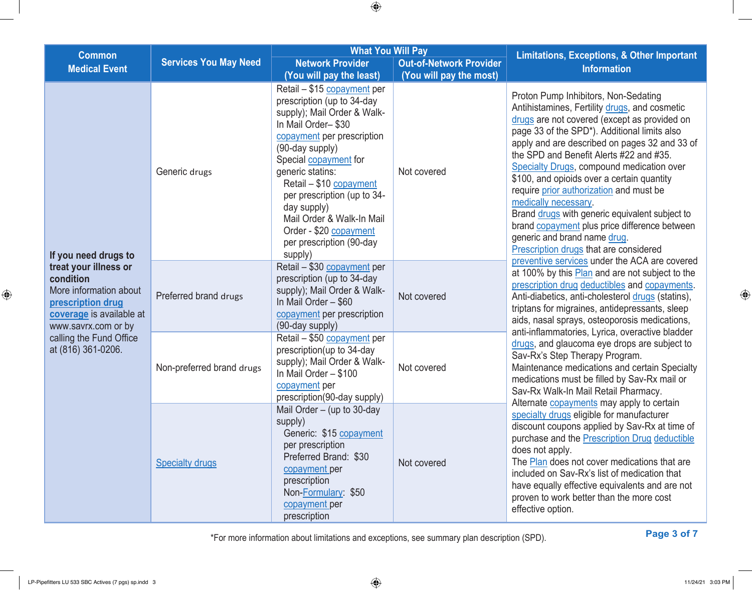| Common Medical Event | Services You May Need | What You Will Pay | | Limitations, Exceptions, & Other Important Information |
|---|---|---|---|---|
| | | Network Provider (You will pay the least) | Out-of-Network Provider (You will pay the most) | |
| **If you need drugs to treat your illness or condition** More information about **prescription drug coverage** is available at www.savrx.com or by calling the Fund Office at (816) 361-0206. | Generic drugs | Retail – $15 copayment per prescription (up to 34-day supply); Mail Order & Walk-In Mail Order– $30 copayment per prescription (90-day supply) Special copayment for generic statins: Retail – $10 copayment per prescription (up to 34-day supply) Mail Order & Walk-In Mail Order - $20 copayment per prescription (90-day supply) | Not covered | Proton Pump Inhibitors, Non-Sedating Antihistamines, Fertility drugs, and cosmetic drugs are not covered (except as provided on page 33 of the SPD*). Additional limits also apply and are described on pages 32 and 33 of the SPD and Benefit Alerts #22 and #35. Specialty Drugs, compound medication over $100, and opioids over a certain quantity require prior authorization and must be medically necessary. Brand drugs with generic equivalent subject to brand copayment plus price difference between generic and brand name drug. Prescription drugs that are considered preventive services under the ACA are covered at 100% by this Plan and are not subject to the prescription drug deductibles and copayments. Anti-diabetics, anti-cholesterol drugs (statins), triptans for migraines, antidepressants, sleep aids, nasal sprays, osteoporosis medications, anti-inflammatories, Lyrica, overactive bladder drugs, and glaucoma eye drops are subject to Sav-Rx's Step Therapy Program. Maintenance medications and certain Specialty medications must be filled by Sav-Rx mail or Sav-Rx Walk-In Mail Retail Pharmacy. Alternate copayments may apply to certain specialty drugs eligible for manufacturer discount coupons applied by Sav-Rx at time of purchase and the Prescription Drug deductible does not apply. The Plan does not cover medications that are included on Sav-Rx's list of medication that have equally effective equivalents and are not proven to work better than the more cost effective option. |
| | Preferred brand drugs | Retail – $30 copayment per prescription (up to 34-day supply); Mail Order & Walk-In Mail Order – $60 copayment per prescription (90-day supply) | Not covered | |
| | Non-preferred brand drugs | Retail – $50 copayment per prescription(up to 34-day supply); Mail Order & Walk-In Mail Order – $100 copayment per prescription(90-day supply) | Not covered | |
| | Specialty drugs | Mail Order – (up to 30-day supply) Generic: $15 copayment per prescription Preferred Brand: $30 copayment per prescription Non-Formulary: $50 copayment per prescription | Not covered | |

*For more information about limitations and exceptions, see summary plan description (SPD).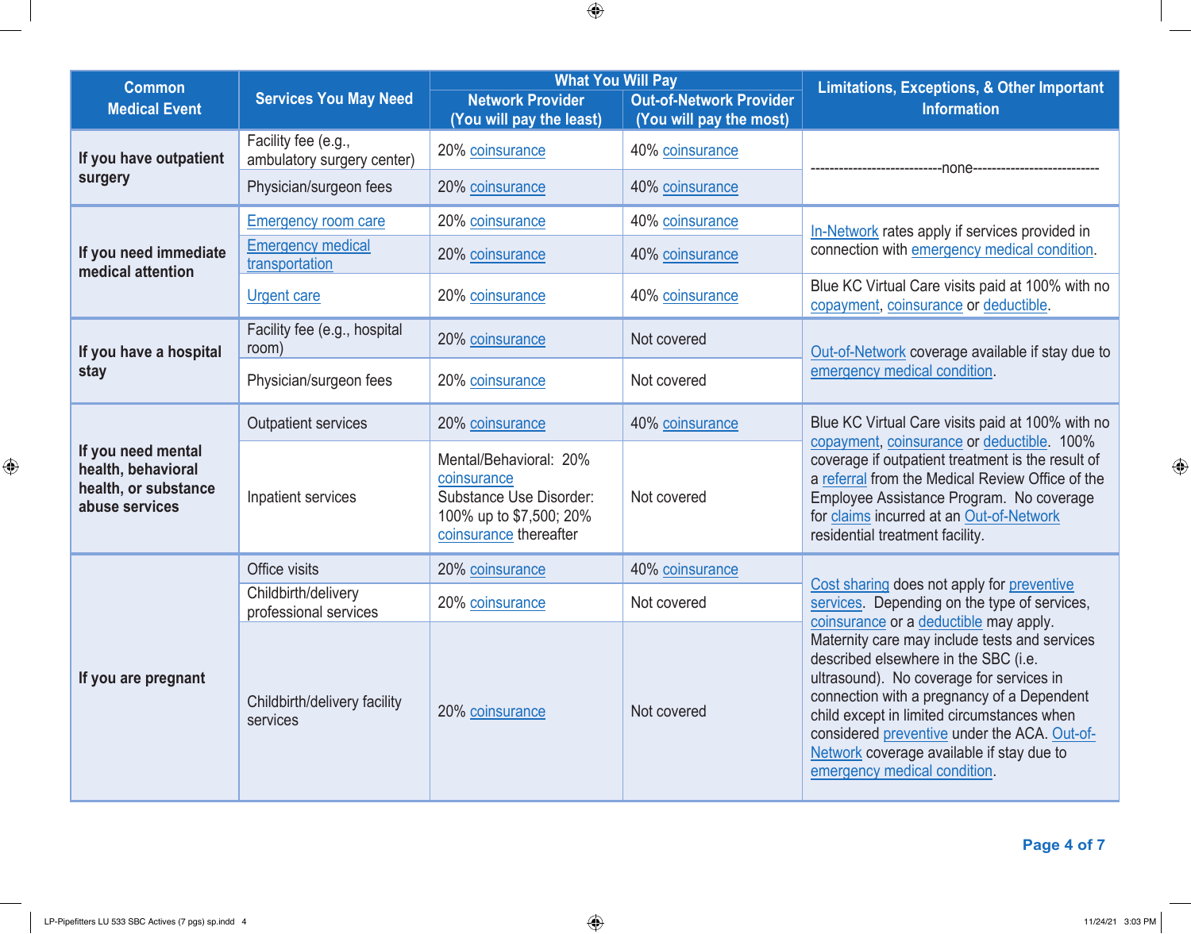| Common Medical Event | Services You May Need | What You Will Pay | | Limitations, Exceptions, & Other Important Information |
|---|---|---|---|---|
| | | Network Provider (You will pay the least) | Out-of-Network Provider (You will pay the most) | |
| If you have outpatient surgery | Facility fee (e.g., ambulatory surgery center) | 20% coinsurance | 40% coinsurance | ---------------------------none--------------------------- |
| | Physician/surgeon fees | 20% coinsurance | 40% coinsurance | |
| If you need immediate medical attention | Emergency room care | 20% coinsurance | 40% coinsurance | In-Network rates apply if services provided in connection with emergency medical condition. |
| | Emergency medical transportation | 20% coinsurance | 40% coinsurance | |
| | Urgent care | 20% coinsurance | 40% coinsurance | Blue KC Virtual Care visits paid at 100% with no copayment, coinsurance or deductible. |
| If you have a hospital stay | Facility fee (e.g., hospital room) | 20% coinsurance | Not covered | Out-of-Network coverage available if stay due to emergency medical condition. |
| | Physician/surgeon fees | 20% coinsurance | Not covered | |
| If you need mental health, behavioral health, or substance abuse services | Outpatient services | 20% coinsurance | 40% coinsurance | Blue KC Virtual Care visits paid at 100% with no copayment, coinsurance or deductible. 100% coverage if outpatient treatment is the result of a referral from the Medical Review Office of the Employee Assistance Program. No coverage for claims incurred at an Out-of-Network residential treatment facility. |
| | Inpatient services | Mental/Behavioral: 20% coinsurance Substance Use Disorder: 100% up to $7,500; 20% coinsurance thereafter | Not covered | |
| If you are pregnant | Office visits | 20% coinsurance | 40% coinsurance | Cost sharing does not apply for preventive services. Depending on the type of services, coinsurance or a deductible may apply. Maternity care may include tests and services described elsewhere in the SBC (i.e. ultrasound). No coverage for services in connection with a pregnancy of a Dependent child except in limited circumstances when considered preventive under the ACA. Out-of-Network coverage available if stay due to emergency medical condition. |
| | Childbirth/delivery professional services | 20% coinsurance | Not covered | |
| | Childbirth/delivery facility services | 20% coinsurance | Not covered | |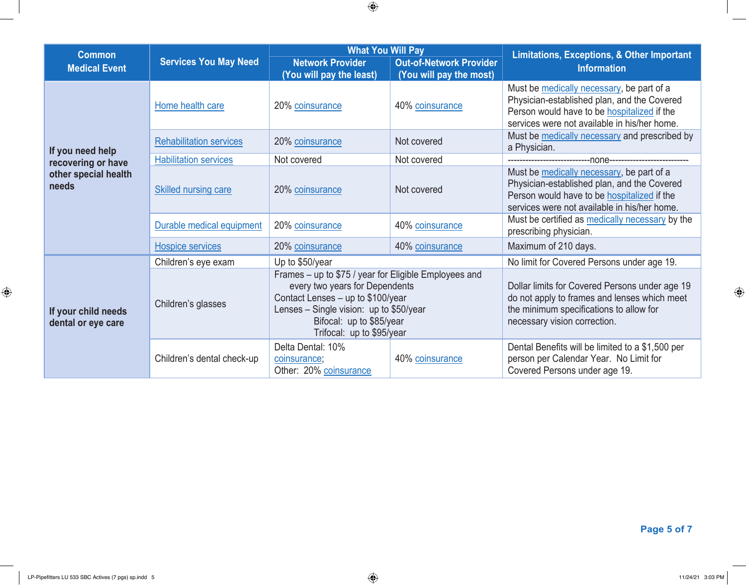| Common Medical Event | Services You May Need | What You Will Pay | | Limitations, Exceptions, & Other Important Information |
|---|---|---|---|---|
| | | Network Provider (You will pay the least) | Out-of-Network Provider (You will pay the most) | |
| If you need help recovering or have other special health needs | Home health care | 20% coinsurance | 40% coinsurance | Must be medically necessary, be part of a Physician-established plan, and the Covered Person would have to be hospitalized if the services were not available in his/her home. |
| | Rehabilitation services | 20% coinsurance | Not covered | Must be medically necessary and prescribed by a Physician. |
| | Habilitation services | Not covered | Not covered | ---------------------------none--------------------------- |
| | Skilled nursing care | 20% coinsurance | Not covered | Must be medically necessary, be part of a Physician-established plan, and the Covered Person would have to be hospitalized if the services were not available in his/her home. |
| | Durable medical equipment | 20% coinsurance | 40% coinsurance | Must be certified as medically necessary by the prescribing physician. |
| | Hospice services | 20% coinsurance | 40% coinsurance | Maximum of 210 days. |
| If your child needs dental or eye care | Children's eye exam | Up to $50/year | | No limit for Covered Persons under age 19. |
| | Children's glasses | Frames – up to $75 / year for Eligible Employees and every two years for Dependents<br>Contact Lenses – up to $100/year<br>Lenses – Single vision: up to $50/year<br>Bifocal: up to $85/year<br>Trifocal: up to $95/year | | Dollar limits for Covered Persons under age 19 do not apply to frames and lenses which meet the minimum specifications to allow for necessary vision correction. |
| | Children's dental check-up | Delta Dental: 10% coinsurance;<br>Other: 20% coinsurance | 40% coinsurance | Dental Benefits will be limited to a $1,500 per person per Calendar Year. No Limit for Covered Persons under age 19. |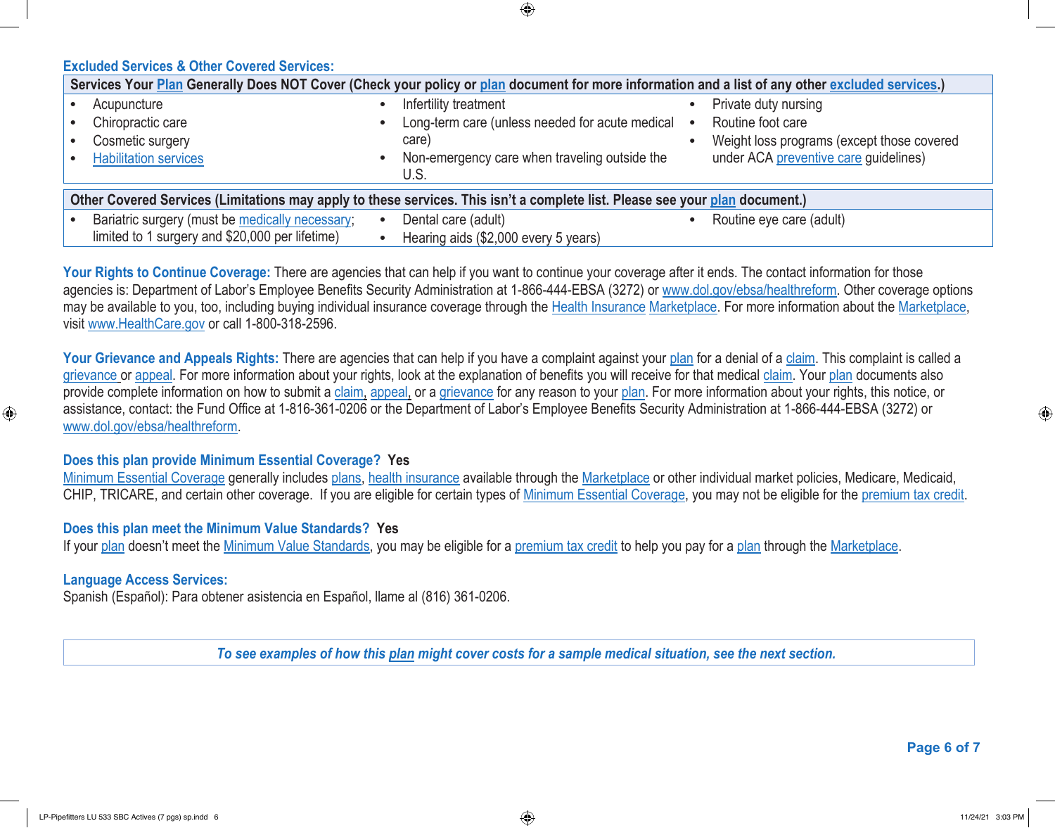## Excluded Services & Other Covered Services:

| Services Your Plan Generally Does NOT Cover (Check your policy or plan document for more information and a list of any other excluded services.) | | |
|---|---|---|
| • Acupuncture<br>• Chiropractic care<br>• Cosmetic surgery<br>• Habilitation services | • Infertility treatment<br>• Long-term care (unless needed for acute medical care)<br>• Non-emergency care when traveling outside the U.S. | • Private duty nursing<br>• Routine foot care<br>• Weight loss programs (except those covered under ACA preventive care guidelines) |

| Other Covered Services (Limitations may apply to these services. This isn't a complete list. Please see your plan document.) | | |
|---|---|---|
| • Bariatric surgery (must be medically necessary; limited to 1 surgery and $20,000 per lifetime) | • Dental care (adult)<br>• Hearing aids ($2,000 every 5 years) | • Routine eye care (adult) |

**Your Rights to Continue Coverage:** There are agencies that can help if you want to continue your coverage after it ends. The contact information for those agencies is: Department of Labor's Employee Benefits Security Administration at 1-866-444-EBSA (3272) or www.dol.gov/ebsa/healthreform. Other coverage options may be available to you, too, including buying individual insurance coverage through the Health Insurance Marketplace. For more information about the Marketplace, visit www.HealthCare.gov or call 1-800-318-2596.

**Your Grievance and Appeals Rights:** There are agencies that can help if you have a complaint against your plan for a denial of a claim. This complaint is called a grievance or appeal. For more information about your rights, look at the explanation of benefits you will receive for that medical claim. Your plan documents also provide complete information on how to submit a claim, appeal, or a grievance for any reason to your plan. For more information about your rights, this notice, or assistance, contact: the Fund Office at 1-816-361-0206 or the Department of Labor's Employee Benefits Security Administration at 1-866-444-EBSA (3272) or www.dol.gov/ebsa/healthreform.

**Does this plan provide Minimum Essential Coverage? Yes**

Minimum Essential Coverage generally includes plans, health insurance available through the Marketplace or other individual market policies, Medicare, Medicaid, CHIP, TRICARE, and certain other coverage. If you are eligible for certain types of Minimum Essential Coverage, you may not be eligible for the premium tax credit.

**Does this plan meet the Minimum Value Standards? Yes**

If your plan doesn't meet the Minimum Value Standards, you may be eligible for a premium tax credit to help you pay for a plan through the Marketplace.

**Language Access Services:**

Spanish (Español): Para obtener asistencia en Español, llame al (816) 361-0206.

*To see examples of how this plan might cover costs for a sample medical situation, see the next section.*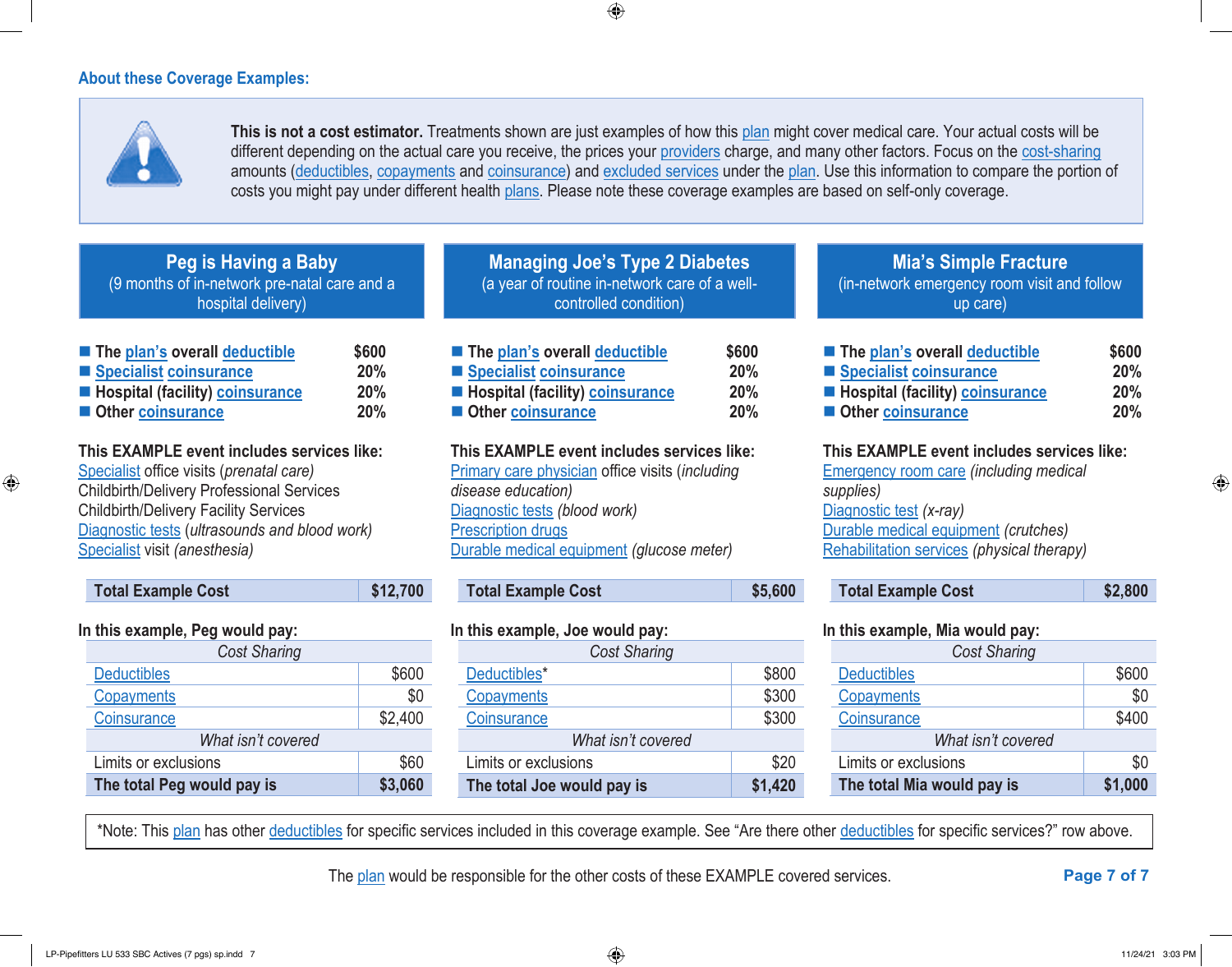## About these Coverage Examples:

**This is not a cost estimator.** Treatments shown are just examples of how this plan might cover medical care. Your actual costs will be different depending on the actual care you receive, the prices your providers charge, and many other factors. Focus on the cost-sharing amounts (deductibles, copayments and coinsurance) and excluded services under the plan. Use this information to compare the portion of costs you might pay under different health plans. Please note these coverage examples are based on self-only coverage.

### Peg is Having a Baby
(9 months of in-network pre-natal care and a hospital delivery)

- **The plan's overall deductible** — **$600**
- **Specialist coinsurance** — **20%**
- **Hospital (facility) coinsurance** — **20%**
- **Other coinsurance** — **20%**

**This EXAMPLE event includes services like:**
Specialist office visits (*prenatal care)*
Childbirth/Delivery Professional Services
Childbirth/Delivery Facility Services
Diagnostic tests (*ultrasounds and blood work)*
Specialist visit *(anesthesia)*

| **Total Example Cost** | **$12,700** |
|---|---|

**In this example, Peg would pay:**

| *Cost Sharing* | |
|---|---|
| Deductibles | $600 |
| Copayments | $0 |
| Coinsurance | $2,400 |
| *What isn't covered* | |
| Limits or exclusions | $60 |
| **The total Peg would pay is** | **$3,060** |

### Managing Joe's Type 2 Diabetes
(a year of routine in-network care of a well-controlled condition)

- **The plan's overall deductible** — **$600**
- **Specialist coinsurance** — **20%**
- **Hospital (facility) coinsurance** — **20%**
- **Other coinsurance** — **20%**

**This EXAMPLE event includes services like:**
Primary care physician office visits (*including disease education)*
Diagnostic tests *(blood work)*
Prescription drugs
Durable medical equipment *(glucose meter)*

| **Total Example Cost** | **$5,600** |
|---|---|

**In this example, Joe would pay:**

| *Cost Sharing* | |
|---|---|
| Deductibles* | $800 |
| Copayments | $300 |
| Coinsurance | $300 |
| *What isn't covered* | |
| Limits or exclusions | $20 |
| **The total Joe would pay is** | **$1,420** |

### Mia's Simple Fracture
(in-network emergency room visit and follow up care)

- **The plan's overall deductible** — **$600**
- **Specialist coinsurance** — **20%**
- **Hospital (facility) coinsurance** — **20%**
- **Other coinsurance** — **20%**

**This EXAMPLE event includes services like:**
Emergency room care *(including medical supplies)*
Diagnostic test *(x-ray)*
Durable medical equipment *(crutches)*
Rehabilitation services *(physical therapy)*

| **Total Example Cost** | **$2,800** |
|---|---|

**In this example, Mia would pay:**

| *Cost Sharing* | |
|---|---|
| Deductibles | $600 |
| Copayments | $0 |
| Coinsurance | $400 |
| *What isn't covered* | |
| Limits or exclusions | $0 |
| **The total Mia would pay is** | **$1,000** |

*Note: This plan has other deductibles for specific services included in this coverage example. See "Are there other deductibles for specific services?" row above.

The plan would be responsible for the other costs of these EXAMPLE covered services.